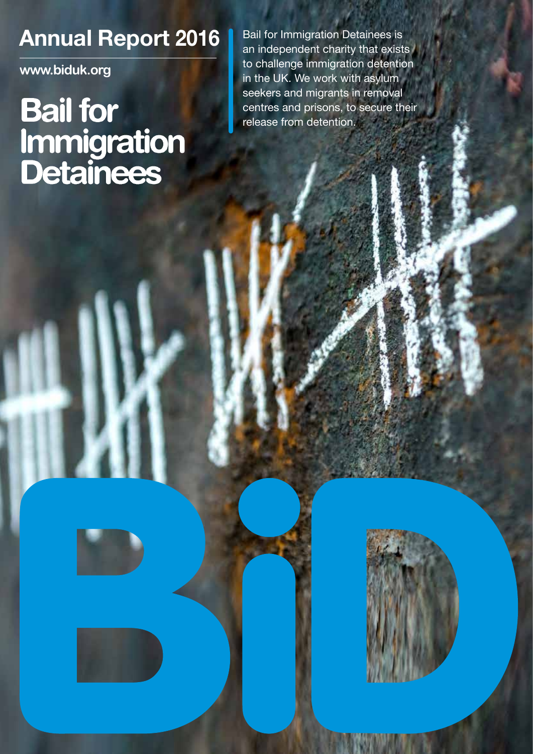## Annual Report 2016

www.biduk.org

# Bail for Immigration Detainees

Bail for Immigration Detainees is an independent charity that exists to challenge immigration detention in the UK. We work with asylum seekers and migrants in removal centres and prisons, to secure their release from detention.

BiD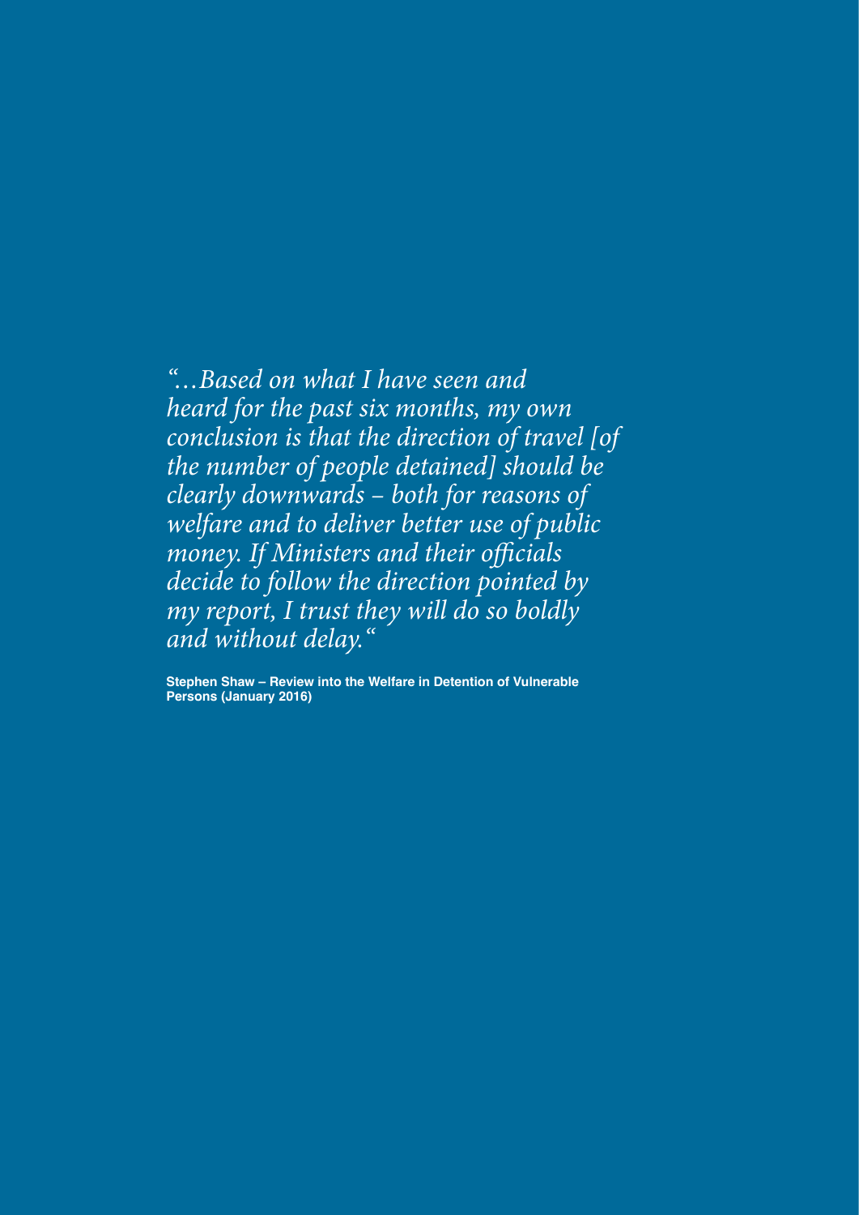*"…Based on what I have seen and heard for the past six months, my own conclusion is that the direction of travel [of the number of people detained] should be clearly downwards – both for reasons of welfare and to deliver better use of public money. If Ministers and their officials decide to follow the direction pointed by my report, I trust they will do so boldly and without delay."*

**Stephen Shaw – Review into the Welfare in Detention of Vulnerable Persons (January 2016)**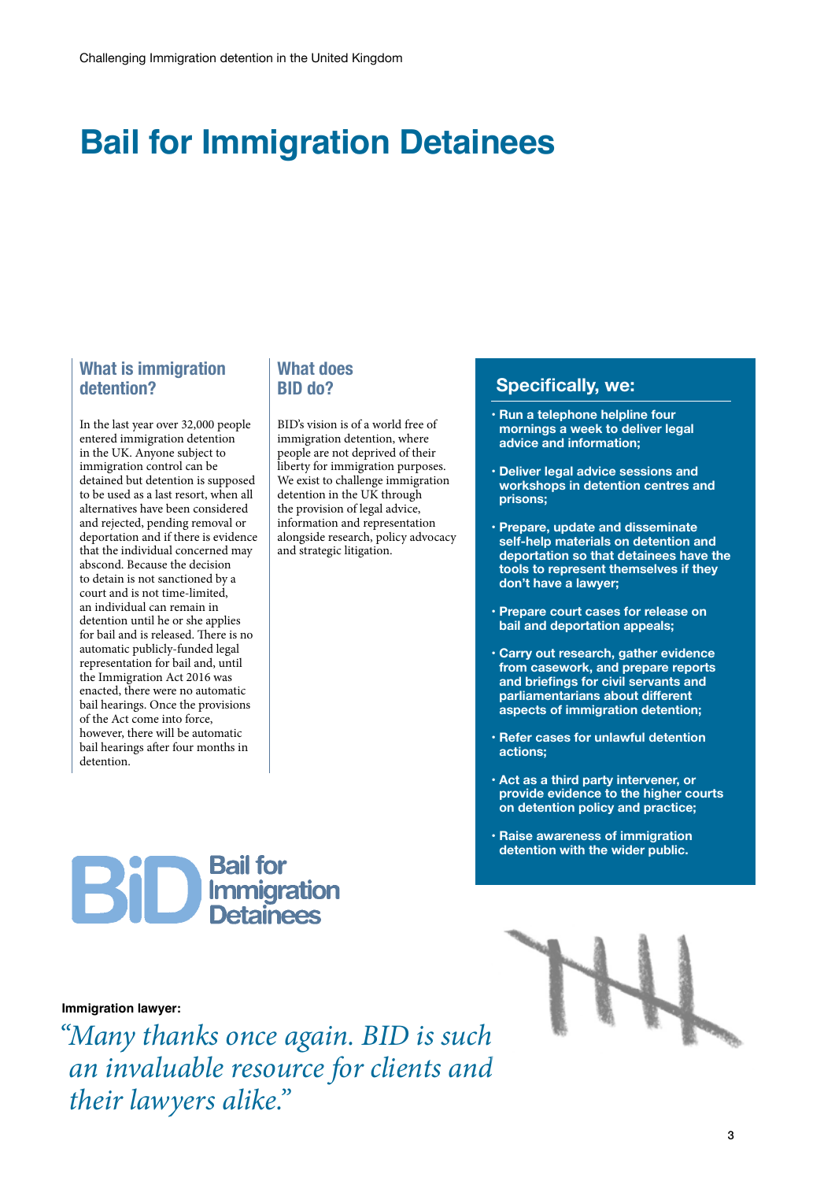# Bail for Immigration Detainees

## What is immigration detention?

In the last year over 32,000 people entered immigration detention in the UK. Anyone subject to immigration control can be detained but detention is supposed to be used as a last resort, when all alternatives have been considered and rejected, pending removal or deportation and if there is evidence that the individual concerned may abscond. Because the decision to detain is not sanctioned by a court and is not time-limited, an individual can remain in detention until he or she applies for bail and is released. There is no automatic publicly-funded legal representation for bail and, until the Immigration Act 2016 was enacted, there were no automatic bail hearings. Once the provisions of the Act come into force, however, there will be automatic bail hearings after four months in detention.

## What does BID do?

BID's vision is of a world free of immigration detention, where people are not deprived of their liberty for immigration purposes. We exist to challenge immigration detention in the UK through the provision of legal advice, information and representation alongside research, policy advocacy and strategic litigation.

## Specifically, we:

- **Run a telephone helpline four mornings a week to deliver legal advice and information;**
- **Deliver legal advice sessions and workshops in detention centres and prisons;**
- **Prepare, update and disseminate self-help materials on detention and deportation so that detainees have the tools to represent themselves if they don't have a lawyer;**
- **Prepare court cases for release on bail and deportation appeals;**
- **Carry out research, gather evidence from casework, and prepare reports and briefings for civil servants and parliamentarians about different aspects of immigration detention;**
- **Refer cases for unlawful detention actions;**
- **Act as a third party intervener, or provide evidence to the higher courts on detention policy and practice;**
- **Raise awareness of immigration detention with the wider public.**

BiD Bail for Immigration Detainees

**Immigration lawyer:**

*"Many thanks once again. BID is such an invaluable resource for clients and their lawyers alike."*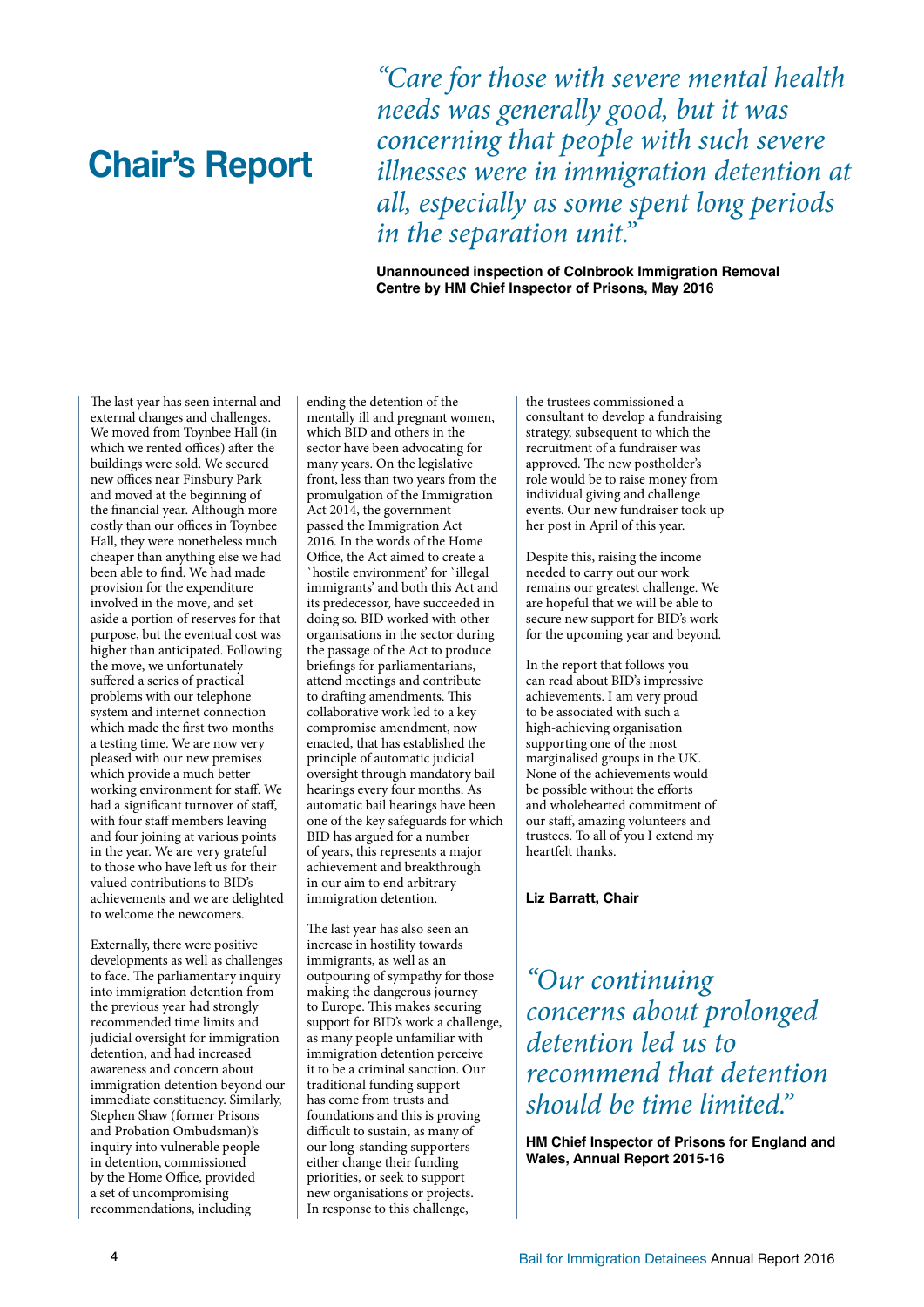# Chair's Report

*"Care for those with severe mental health needs was generally good, but it was concerning that people with such severe illnesses were in immigration detention at all, especially as some spent long periods in the separation unit."*

**Unannounced inspection of Colnbrook Immigration Removal Centre by HM Chief Inspector of Prisons, May 2016**

The last year has seen internal and external changes and challenges. We moved from Toynbee Hall (in which we rented offices) after the buildings were sold. We secured new offices near Finsbury Park and moved at the beginning of the financial year. Although more costly than our offices in Toynbee Hall, they were nonetheless much cheaper than anything else we had been able to find. We had made provision for the expenditure involved in the move, and set aside a portion of reserves for that purpose, but the eventual cost was higher than anticipated. Following the move, we unfortunately suffered a series of practical problems with our telephone system and internet connection which made the first two months a testing time. We are now very pleased with our new premises which provide a much better working environment for staff. We had a significant turnover of staff, with four staff members leaving and four joining at various points in the year. We are very grateful to those who have left us for their valued contributions to BID's achievements and we are delighted to welcome the newcomers.

Externally, there were positive developments as well as challenges to face. The parliamentary inquiry into immigration detention from the previous year had strongly recommended time limits and judicial oversight for immigration detention, and had increased awareness and concern about immigration detention beyond our immediate constituency. Similarly, Stephen Shaw (former Prisons and Probation Ombudsman)'s inquiry into vulnerable people in detention, commissioned by the Home Office, provided a set of uncompromising recommendations, including ending the detention of the mentally ill and pregnant women, which BID and others in the sector have been advocating for many years. On the legislative front, less than two years from the promulgation of the Immigration Act 2014, the government passed the Immigration Act 2016. In the words of the Home Office, the Act aimed to create a `hostile environment' for `illegal immigrants' and both this Act and its predecessor, have succeeded in doing so. BID worked with other organisations in the sector during the passage of the Act to produce briefings for parliamentarians, attend meetings and contribute to drafting amendments. This collaborative work led to a key compromise amendment, now enacted, that has established the principle of automatic judicial oversight through mandatory bail hearings every four months. As automatic bail hearings have been one of the key safeguards for which BID has argued for a number of years, this represents a major achievement and breakthrough in our aim to end arbitrary immigration detention.

The last year has also seen an increase in hostility towards immigrants, as well as an outpouring of sympathy for those making the dangerous journey to Europe. This makes securing support for BID's work a challenge, as many people unfamiliar with immigration detention perceive it to be a criminal sanction. Our traditional funding support has come from trusts and foundations and this is proving difficult to sustain, as many of our long-standing supporters either change their funding priorities, or seek to support new organisations or projects. In response to this challenge, the trustees commissioned a consultant to develop a fundraising strategy, subsequent to which the recruitment of a fundraiser was approved. The new postholder's role would be to raise money from individual giving and challenge events. Our new fundraiser took up her post in April of this year.

Despite this, raising the income needed to carry out our work remains our greatest challenge. We are hopeful that we will be able to secure new support for BID's work for the upcoming year and beyond.

In the report that follows you can read about BID's impressive achievements. I am very proud to be associated with such a high-achieving organisation supporting one of the most marginalised groups in the UK. None of the achievements would be possible without the efforts and wholehearted commitment of our staff, amazing volunteers and trustees. To all of you I extend my heartfelt thanks.

**Liz Barratt, Chair**

*"Our continuing concerns about prolonged detention led us to recommend that detention should be time limited."*

**HM Chief Inspector of Prisons for England and Wales, Annual Report 2015-16**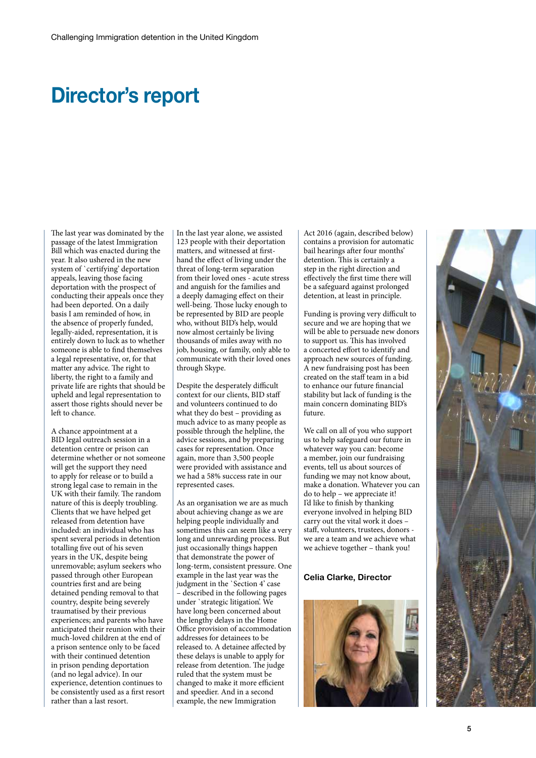# Director's report

The last year was dominated by the passage of the latest Immigration Bill which was enacted during the year. It also ushered in the new system of `certifying' deportation appeals, leaving those facing deportation with the prospect of conducting their appeals once they had been deported. On a daily basis I am reminded of how, in the absence of properly funded, legally-aided, representation, it is entirely down to luck as to whether someone is able to find themselves a legal representative, or, for that matter any advice. The right to liberty, the right to a family and private life are rights that should be upheld and legal representation to assert those rights should never be left to chance.

A chance appointment at a BID legal outreach session in a detention centre or prison can determine whether or not someone will get the support they need to apply for release or to build a strong legal case to remain in the UK with their family. The random nature of this is deeply troubling. Clients that we have helped get released from detention have included: an individual who has spent several periods in detention totalling five out of his seven years in the UK, despite being unremovable; asylum seekers who passed through other European countries first and are being detained pending removal to that country, despite being severely traumatised by their previous experiences; and parents who have anticipated their reunion with their much-loved children at the end of a prison sentence only to be faced with their continued detention in prison pending deportation (and no legal advice). In our experience, detention continues to be consistently used as a first resort rather than a last resort.

In the last year alone, we assisted 123 people with their deportation matters, and witnessed at first-hand the effect of living under the threat of long-term separation from their loved ones - acute stress and anguish for the families and a deeply damaging effect on their well-being. Those lucky enough to be represented by BID are people who, without BID's help, would now almost certainly be living thousands of miles away with no job, housing, or family, only able to communicate with their loved ones through Skype.

Despite the desperately difficult context for our clients, BID staff and volunteers continued to do what they do best – providing as much advice to as many people as possible through the helpline, the advice sessions, and by preparing cases for representation. Once again, more than 3,500 people were provided with assistance and we had a 58% success rate in our represented cases.

As an organisation we are as much about achieving change as we are helping people individually and sometimes this can seem like a very long and unrewarding process. But just occasionally things happen that demonstrate the power of long-term, consistent pressure. One example in the last year was the judgment in the `Section 4' case – described in the following pages under `strategic litigation'. We have long been concerned about the lengthy delays in the Home Office provision of accommodation addresses for detainees to be released to. A detainee affected by these delays is unable to apply for release from detention. The judge ruled that the system must be changed to make it more efficient and speedier. And in a second example, the new Immigration Act 2016 (again, described below) contains a provision for automatic bail hearings after four months' detention. This is certainly a step in the right direction and effectively the first time there will be a safeguard against prolonged detention, at least in principle.

Funding is proving very difficult to secure and we are hoping that we will be able to persuade new donors to support us. This has involved a concerted effort to identify and approach new sources of funding. A new fundraising post has been created on the staff team in a bid to enhance our future financial stability but lack of funding is the main concern dominating BID's future.

We call on all of you who support us to help safeguard our future in whatever way you can: become a member, join our fundraising events, tell us about sources of funding we may not know about, make a donation. Whatever you can do to help – we appreciate it!

I'd like to finish by thanking everyone involved in helping BID carry out the vital work it does – staff, volunteers, trustees, donors - we are a team and we achieve what we achieve together – thank you!

**Celia Clarke, Director**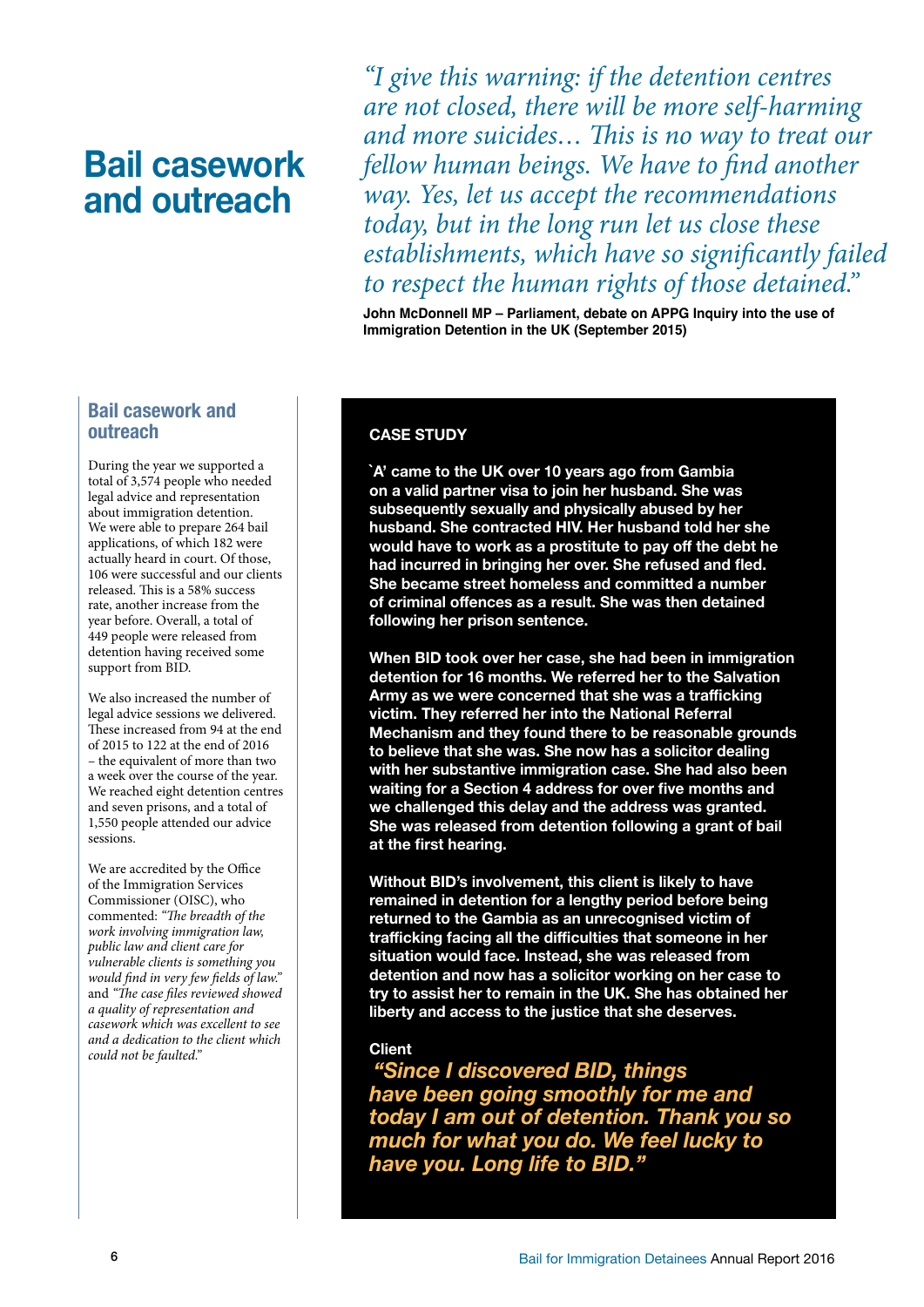# Bail casework and outreach

*"I give this warning: if the detention centres are not closed, there will be more self-harming and more suicides… This is no way to treat our fellow human beings. We have to find another way. Yes, let us accept the recommendations today, but in the long run let us close these establishments, which have so significantly failed to respect the human rights of those detained."*

**John McDonnell MP – Parliament, debate on APPG Inquiry into the use of Immigration Detention in the UK (September 2015)**

## Bail casework and outreach

During the year we supported a total of 3,574 people who needed legal advice and representation about immigration detention. We were able to prepare 264 bail applications, of which 182 were actually heard in court. Of those, 106 were successful and our clients released. This is a 58% success rate, another increase from the year before. Overall, a total of 449 people were released from detention having received some support from BID.

We also increased the number of legal advice sessions we delivered. These increased from 94 at the end of 2015 to 122 at the end of 2016 – the equivalent of more than two a week over the course of the year. We reached eight detention centres and seven prisons, and a total of 1,550 people attended our advice sessions.

We are accredited by the Office of the Immigration Services Commissioner (OISC), who commented: *"The breadth of the work involving immigration law, public law and client care for vulnerable clients is something you would find in very few fields of law."* and *"The case files reviewed showed a quality of representation and casework which was excellent to see and a dedication to the client which could not be faulted."*

### CASE STUDY

**`A' came to the UK over 10 years ago from Gambia on a valid partner visa to join her husband. She was subsequently sexually and physically abused by her husband. She contracted HIV. Her husband told her she would have to work as a prostitute to pay off the debt he had incurred in bringing her over. She refused and fled. She became street homeless and committed a number of criminal offences as a result. She was then detained following her prison sentence.**

**When BID took over her case, she had been in immigration detention for 16 months. We referred her to the Salvation Army as we were concerned that she was a trafficking victim. They referred her into the National Referral Mechanism and they found there to be reasonable grounds to believe that she was. She now has a solicitor dealing with her substantive immigration case. She had also been waiting for a Section 4 address for over five months and we challenged this delay and the address was granted. She was released from detention following a grant of bail at the first hearing.**

**Without BID's involvement, this client is likely to have remained in detention for a lengthy period before being returned to the Gambia as an unrecognised victim of trafficking facing all the difficulties that someone in her situation would face. Instead, she was released from detention and now has a solicitor working on her case to try to assist her to remain in the UK. She has obtained her liberty and access to the justice that she deserves.**

**Client**

***"Since I discovered BID, things have been going smoothly for me and today I am out of detention. Thank you so much for what you do. We feel lucky to have you. Long life to BID."***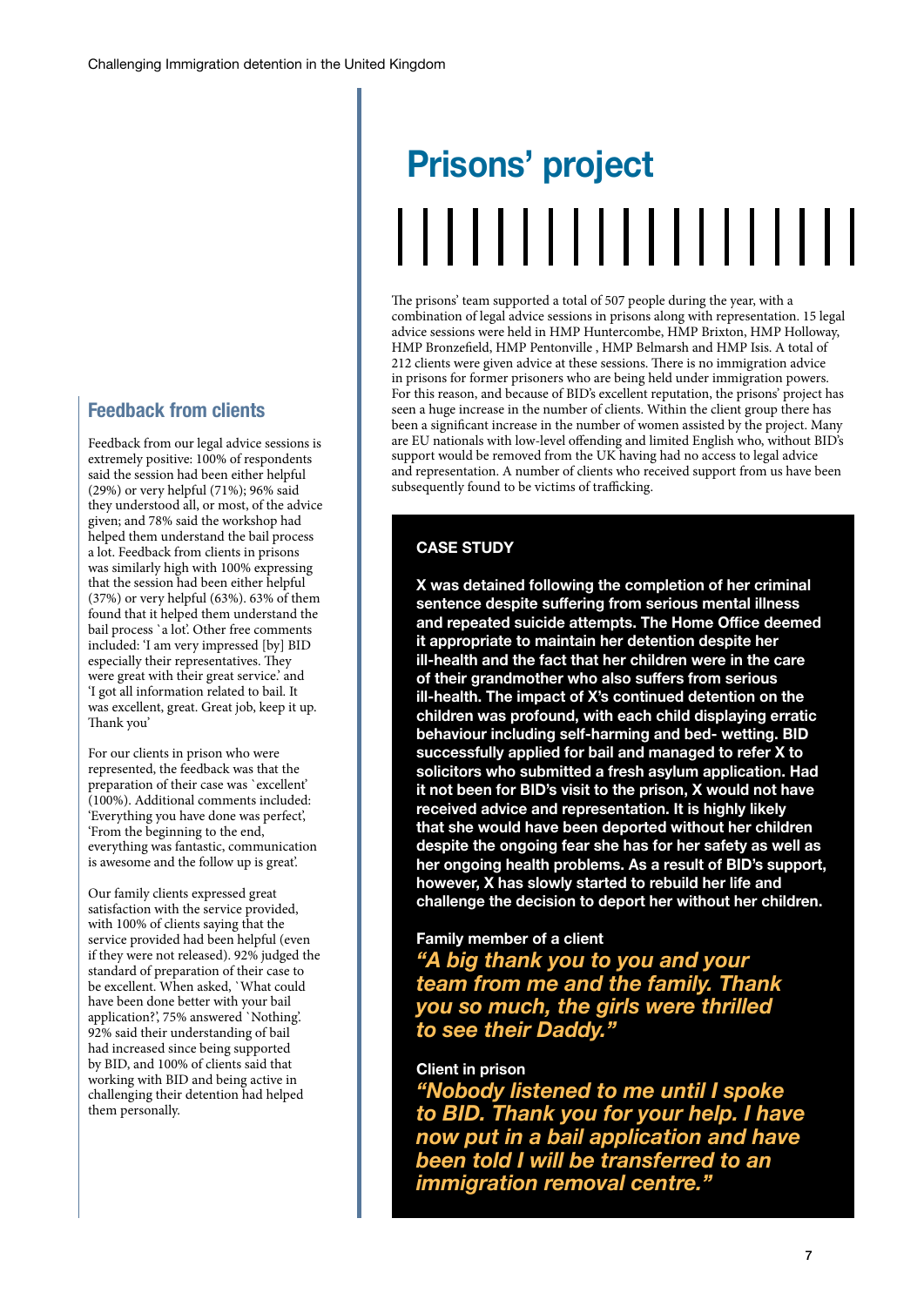# Prisons' project

The prisons' team supported a total of 507 people during the year, with a combination of legal advice sessions in prisons along with representation. 15 legal advice sessions were held in HMP Huntercombe, HMP Brixton, HMP Holloway, HMP Bronzefield, HMP Pentonville , HMP Belmarsh and HMP Isis. A total of 212 clients were given advice at these sessions. There is no immigration advice in prisons for former prisoners who are being held under immigration powers. For this reason, and because of BID's excellent reputation, the prisons' project has seen a huge increase in the number of clients. Within the client group there has been a significant increase in the number of women assisted by the project. Many are EU nationals with low-level offending and limited English who, without BID's support would be removed from the UK having had no access to legal advice and representation. A number of clients who received support from us have been subsequently found to be victims of trafficking.

### CASE STUDY

**X was detained following the completion of her criminal sentence despite suffering from serious mental illness and repeated suicide attempts. The Home Office deemed it appropriate to maintain her detention despite her ill-health and the fact that her children were in the care of their grandmother who also suffers from serious ill-health. The impact of X's continued detention on the children was profound, with each child displaying erratic behaviour including self-harming and bed- wetting. BID successfully applied for bail and managed to refer X to solicitors who submitted a fresh asylum application. Had it not been for BID's visit to the prison, X would not have received advice and representation. It is highly likely that she would have been deported without her children despite the ongoing fear she has for her safety as well as her ongoing health problems. As a result of BID's support, however, X has slowly started to rebuild her life and challenge the decision to deport her without her children.**

**Family member of a client**

***"A big thank you to you and your team from me and the family. Thank you so much, the girls were thrilled to see their Daddy."***

**Client in prison**

***"Nobody listened to me until I spoke to BID. Thank you for your help. I have now put in a bail application and have been told I will be transferred to an immigration removal centre."***

## Feedback from clients

Feedback from our legal advice sessions is extremely positive: 100% of respondents said the session had been either helpful (29%) or very helpful (71%); 96% said they understood all, or most, of the advice given; and 78% said the workshop had helped them understand the bail process a lot. Feedback from clients in prisons was similarly high with 100% expressing that the session had been either helpful (37%) or very helpful (63%). 63% of them found that it helped them understand the bail process `a lot'. Other free comments included: 'I am very impressed [by] BID especially their representatives. They were great with their great service.' and 'I got all information related to bail. It was excellent, great. Great job, keep it up. Thank you'

For our clients in prison who were represented, the feedback was that the preparation of their case was `excellent' (100%). Additional comments included: 'Everything you have done was perfect', 'From the beginning to the end, everything was fantastic, communication is awesome and the follow up is great'.

Our family clients expressed great satisfaction with the service provided, with 100% of clients saying that the service provided had been helpful (even if they were not released). 92% judged the standard of preparation of their case to be excellent. When asked, `What could have been done better with your bail application?', 75% answered `Nothing'. 92% said their understanding of bail had increased since being supported by BID, and 100% of clients said that working with BID and being active in challenging their detention had helped them personally.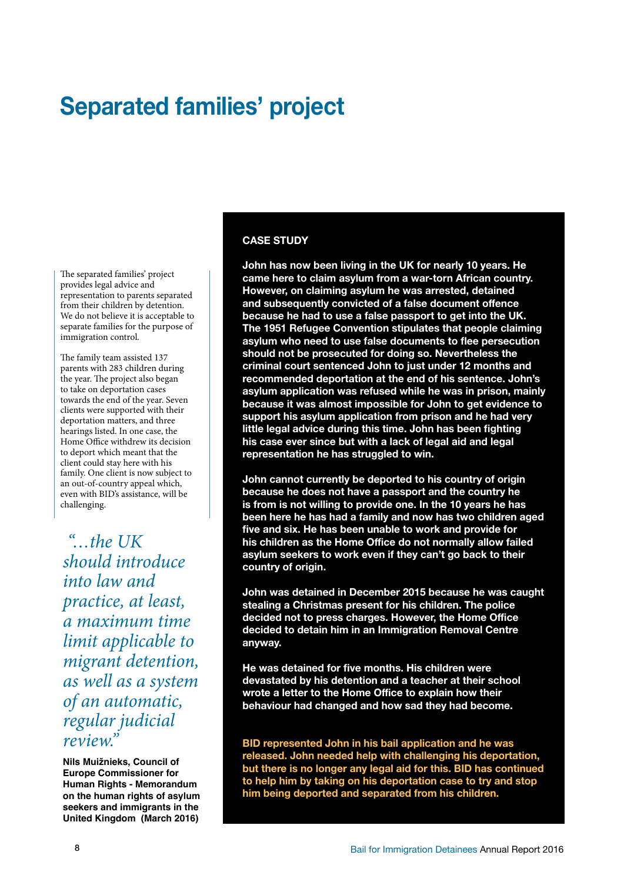# Separated families' project

The separated families' project provides legal advice and representation to parents separated from their children by detention. We do not believe it is acceptable to separate families for the purpose of immigration control.

The family team assisted 137 parents with 283 children during the year. The project also began to take on deportation cases towards the end of the year. Seven clients were supported with their deportation matters, and three hearings listed. In one case, the Home Office withdrew its decision to deport which meant that the client could stay here with his family. One client is now subject to an out-of-country appeal which, even with BID's assistance, will be challenging.

*"…the UK should introduce into law and practice, at least, a maximum time limit applicable to migrant detention, as well as a system of an automatic, regular judicial review."*

**Nils Muižnieks, Council of Europe Commissioner for Human Rights - Memorandum on the human rights of asylum seekers and immigrants in the United Kingdom (March 2016)**

**CASE STUDY**

**John has now been living in the UK for nearly 10 years. He came here to claim asylum from a war-torn African country. However, on claiming asylum he was arrested, detained and subsequently convicted of a false document offence because he had to use a false passport to get into the UK. The 1951 Refugee Convention stipulates that people claiming asylum who need to use false documents to flee persecution should not be prosecuted for doing so. Nevertheless the criminal court sentenced John to just under 12 months and recommended deportation at the end of his sentence. John's asylum application was refused while he was in prison, mainly because it was almost impossible for John to get evidence to support his asylum application from prison and he had very little legal advice during this time. John has been fighting his case ever since but with a lack of legal aid and legal representation he has struggled to win.**

**John cannot currently be deported to his country of origin because he does not have a passport and the country he is from is not willing to provide one. In the 10 years he has been here he has had a family and now has two children aged five and six. He has been unable to work and provide for his children as the Home Office do not normally allow failed asylum seekers to work even if they can't go back to their country of origin.**

**John was detained in December 2015 because he was caught stealing a Christmas present for his children. The police decided not to press charges. However, the Home Office decided to detain him in an Immigration Removal Centre anyway.**

**He was detained for five months. His children were devastated by his detention and a teacher at their school wrote a letter to the Home Office to explain how their behaviour had changed and how sad they had become.**

**BID represented John in his bail application and he was released. John needed help with challenging his deportation, but there is no longer any legal aid for this. BID has continued to help him by taking on his deportation case to try and stop him being deported and separated from his children.**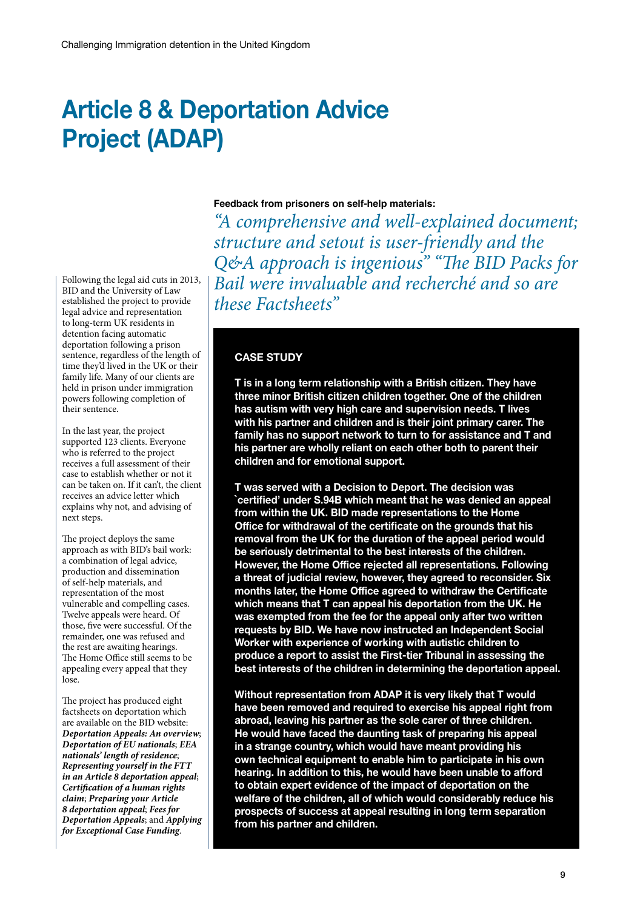# Article 8 & Deportation Advice Project (ADAP)

Following the legal aid cuts in 2013, BID and the University of Law established the project to provide legal advice and representation to long-term UK residents in detention facing automatic deportation following a prison sentence, regardless of the length of time they'd lived in the UK or their family life. Many of our clients are held in prison under immigration powers following completion of their sentence.

In the last year, the project supported 123 clients. Everyone who is referred to the project receives a full assessment of their case to establish whether or not it can be taken on. If it can't, the client receives an advice letter which explains why not, and advising of next steps.

The project deploys the same approach as with BID's bail work: a combination of legal advice, production and dissemination of self-help materials, and representation of the most vulnerable and compelling cases. Twelve appeals were heard. Of those, five were successful. Of the remainder, one was refused and the rest are awaiting hearings. The Home Office still seems to be appealing every appeal that they lose.

The project has produced eight factsheets on deportation which are available on the BID website: ***Deportation Appeals: An overview***; ***Deportation of EU nationals***; ***EEA nationals' length of residence***; ***Representing yourself in the FTT in an Article 8 deportation appeal***; ***Certification of a human rights claim***; ***Preparing your Article 8 deportation appeal***; ***Fees for Deportation Appeals***; and ***Applying for Exceptional Case Funding***.

**Feedback from prisoners on self-help materials:**

*"A comprehensive and well-explained document; structure and setout is user-friendly and the Q&A approach is ingenious" "The BID Packs for Bail were invaluable and recherché and so are these Factsheets"*

### CASE STUDY

**T is in a long term relationship with a British citizen. They have three minor British citizen children together. One of the children has autism with very high care and supervision needs. T lives with his partner and children and is their joint primary carer. The family has no support network to turn to for assistance and T and his partner are wholly reliant on each other both to parent their children and for emotional support.**

**T was served with a Decision to Deport. The decision was `certified' under S.94B which meant that he was denied an appeal from within the UK. BID made representations to the Home Office for withdrawal of the certificate on the grounds that his removal from the UK for the duration of the appeal period would be seriously detrimental to the best interests of the children. However, the Home Office rejected all representations. Following a threat of judicial review, however, they agreed to reconsider. Six months later, the Home Office agreed to withdraw the Certificate which means that T can appeal his deportation from the UK. He was exempted from the fee for the appeal only after two written requests by BID. We have now instructed an Independent Social Worker with experience of working with autistic children to produce a report to assist the First-tier Tribunal in assessing the best interests of the children in determining the deportation appeal.**

**Without representation from ADAP it is very likely that T would have been removed and required to exercise his appeal right from abroad, leaving his partner as the sole carer of three children. He would have faced the daunting task of preparing his appeal in a strange country, which would have meant providing his own technical equipment to enable him to participate in his own hearing. In addition to this, he would have been unable to afford to obtain expert evidence of the impact of deportation on the welfare of the children, all of which would considerably reduce his prospects of success at appeal resulting in long term separation from his partner and children.**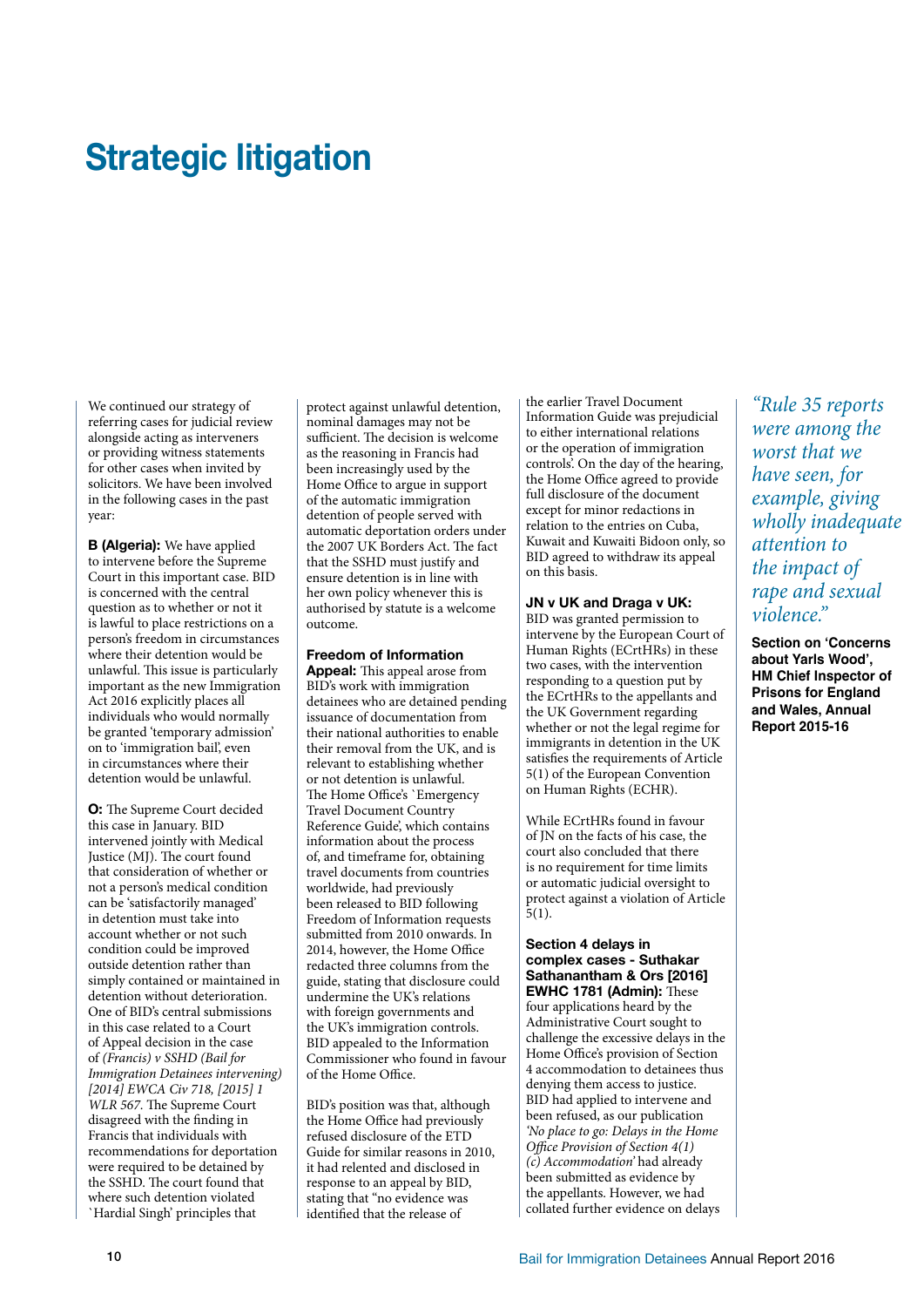# Strategic litigation

We continued our strategy of referring cases for judicial review alongside acting as interveners or providing witness statements for other cases when invited by solicitors. We have been involved in the following cases in the past year:

**B (Algeria):** We have applied to intervene before the Supreme Court in this important case. BID is concerned with the central question as to whether or not it is lawful to place restrictions on a person's freedom in circumstances where their detention would be unlawful. This issue is particularly important as the new Immigration Act 2016 explicitly places all individuals who would normally be granted 'temporary admission' on to 'immigration bail', even in circumstances where their detention would be unlawful.

**O:** The Supreme Court decided this case in January. BID intervened jointly with Medical Justice (MJ). The court found that consideration of whether or not a person's medical condition can be 'satisfactorily managed' in detention must take into account whether or not such condition could be improved outside detention rather than simply contained or maintained in detention without deterioration. One of BID's central submissions in this case related to a Court of Appeal decision in the case of *(Francis) v SSHD (Bail for Immigration Detainees intervening) [2014] EWCA Civ 718, [2015] 1 WLR 567*. The Supreme Court disagreed with the finding in Francis that individuals with recommendations for deportation were required to be detained by the SSHD. The court found that where such detention violated `Hardial Singh' principles that protect against unlawful detention, nominal damages may not be sufficient. The decision is welcome as the reasoning in Francis had been increasingly used by the Home Office to argue in support of the automatic immigration detention of people served with automatic deportation orders under the 2007 UK Borders Act. The fact that the SSHD must justify and ensure detention is in line with her own policy whenever this is authorised by statute is a welcome outcome.

**Freedom of Information Appeal:** This appeal arose from BID's work with immigration detainees who are detained pending issuance of documentation from their national authorities to enable their removal from the UK, and is relevant to establishing whether or not detention is unlawful. The Home Office's `Emergency Travel Document Country Reference Guide', which contains information about the process of, and timeframe for, obtaining travel documents from countries worldwide, had previously been released to BID following Freedom of Information requests submitted from 2010 onwards. In 2014, however, the Home Office redacted three columns from the guide, stating that disclosure could undermine the UK's relations with foreign governments and the UK's immigration controls. BID appealed to the Information Commissioner who found in favour of the Home Office.

BID's position was that, although the Home Office had previously refused disclosure of the ETD Guide for similar reasons in 2010, it had relented and disclosed in response to an appeal by BID, stating that "no evidence was identified that the release of the earlier Travel Document Information Guide was prejudicial to either international relations or the operation of immigration controls'. On the day of the hearing, the Home Office agreed to provide full disclosure of the document except for minor redactions in relation to the entries on Cuba, Kuwait and Kuwaiti Bidoon only, so BID agreed to withdraw its appeal on this basis.

**JN v UK and Draga v UK:** BID was granted permission to intervene by the European Court of Human Rights (ECrtHRs) in these two cases, with the intervention responding to a question put by the ECrtHRs to the appellants and the UK Government regarding whether or not the legal regime for immigrants in detention in the UK satisfies the requirements of Article 5(1) of the European Convention on Human Rights (ECHR).

While ECrtHRs found in favour of JN on the facts of his case, the court also concluded that there is no requirement for time limits or automatic judicial oversight to protect against a violation of Article 5(1).

**Section 4 delays in complex cases - Suthakar Sathanantham & Ors [2016] EWHC 1781 (Admin):** These four applications heard by the Administrative Court sought to challenge the excessive delays in the Home Office's provision of Section 4 accommodation to detainees thus denying them access to justice. BID had applied to intervene and been refused, as our publication *'No place to go: Delays in the Home Office Provision of Section 4(1) (c) Accommodation'* had already been submitted as evidence by the appellants. However, we had collated further evidence on delays

*"Rule 35 reports were among the worst that we have seen, for example, giving wholly inadequate attention to the impact of rape and sexual violence."*

**Section on 'Concerns about Yarls Wood', HM Chief Inspector of Prisons for England and Wales, Annual Report 2015-16**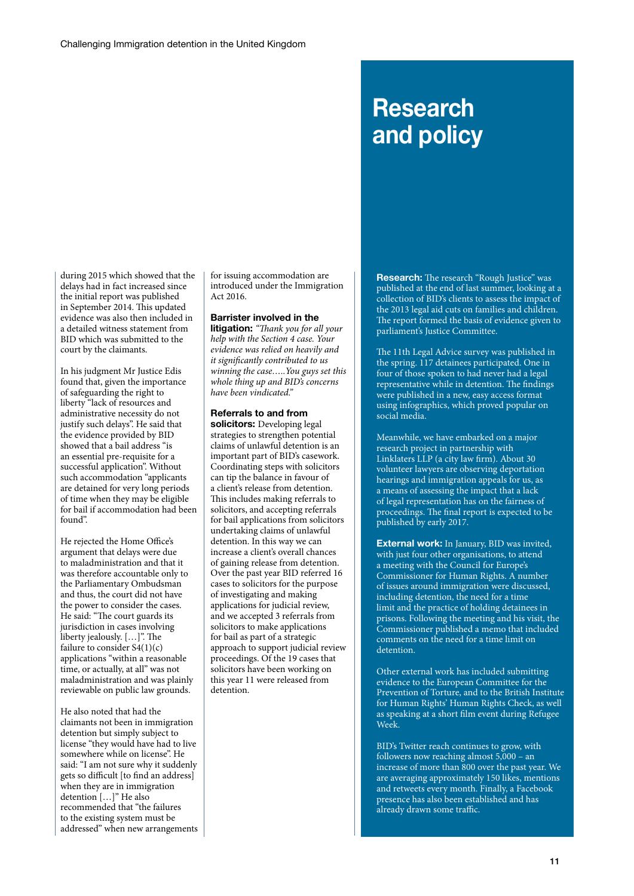during 2015 which showed that the delays had in fact increased since the initial report was published in September 2014. This updated evidence was also then included in a detailed witness statement from BID which was submitted to the court by the claimants.

In his judgment Mr Justice Edis found that, given the importance of safeguarding the right to liberty "lack of resources and administrative necessity do not justify such delays". He said that the evidence provided by BID showed that a bail address "is an essential pre-requisite for a successful application". Without such accommodation "applicants are detained for very long periods of time when they may be eligible for bail if accommodation had been found".

He rejected the Home Office's argument that delays were due to maladministration and that it was therefore accountable only to the Parliamentary Ombudsman and thus, the court did not have the power to consider the cases. He said: "The court guards its jurisdiction in cases involving liberty jealously. […]". The failure to consider S4(1)(c) applications "within a reasonable time, or actually, at all" was not maladministration and was plainly reviewable on public law grounds.

He also noted that had the claimants not been in immigration detention but simply subject to license "they would have had to live somewhere while on license". He said: "I am not sure why it suddenly gets so difficult [to find an address] when they are in immigration detention […]" He also recommended that "the failures to the existing system must be addressed" when new arrangements for issuing accommodation are introduced under the Immigration Act 2016.

**Barrister involved in the litigation:** *"Thank you for all your help with the Section 4 case. Your evidence was relied on heavily and it significantly contributed to us winning the case…..You guys set this whole thing up and BID's concerns have been vindicated."*

**Referrals to and from solicitors:** Developing legal strategies to strengthen potential claims of unlawful detention is an important part of BID's casework. Coordinating steps with solicitors can tip the balance in favour of a client's release from detention. This includes making referrals to solicitors, and accepting referrals for bail applications from solicitors undertaking claims of unlawful detention. In this way we can increase a client's overall chances of gaining release from detention. Over the past year BID referred 16 cases to solicitors for the purpose of investigating and making applications for judicial review, and we accepted 3 referrals from solicitors to make applications for bail as part of a strategic approach to support judicial review proceedings. Of the 19 cases that solicitors have been working on this year 11 were released from detention.

# Research and policy

**Research:** The research "Rough Justice" was published at the end of last summer, looking at a collection of BID's clients to assess the impact of the 2013 legal aid cuts on families and children. The report formed the basis of evidence given to parliament's Justice Committee.

The 11th Legal Advice survey was published in the spring. 117 detainees participated. One in four of those spoken to had never had a legal representative while in detention. The findings were published in a new, easy access format using infographics, which proved popular on social media.

Meanwhile, we have embarked on a major research project in partnership with Linklaters LLP (a city law firm). About 30 volunteer lawyers are observing deportation hearings and immigration appeals for us, as a means of assessing the impact that a lack of legal representation has on the fairness of proceedings. The final report is expected to be published by early 2017.

**External work:** In January, BID was invited, with just four other organisations, to attend a meeting with the Council for Europe's Commissioner for Human Rights. A number of issues around immigration were discussed, including detention, the need for a time limit and the practice of holding detainees in prisons. Following the meeting and his visit, the Commissioner published a memo that included comments on the need for a time limit on detention.

Other external work has included submitting evidence to the European Committee for the Prevention of Torture, and to the British Institute for Human Rights' Human Rights Check, as well as speaking at a short film event during Refugee Week.

BID's Twitter reach continues to grow, with followers now reaching almost 5,000 – an increase of more than 800 over the past year. We are averaging approximately 150 likes, mentions and retweets every month. Finally, a Facebook presence has also been established and has already drawn some traffic.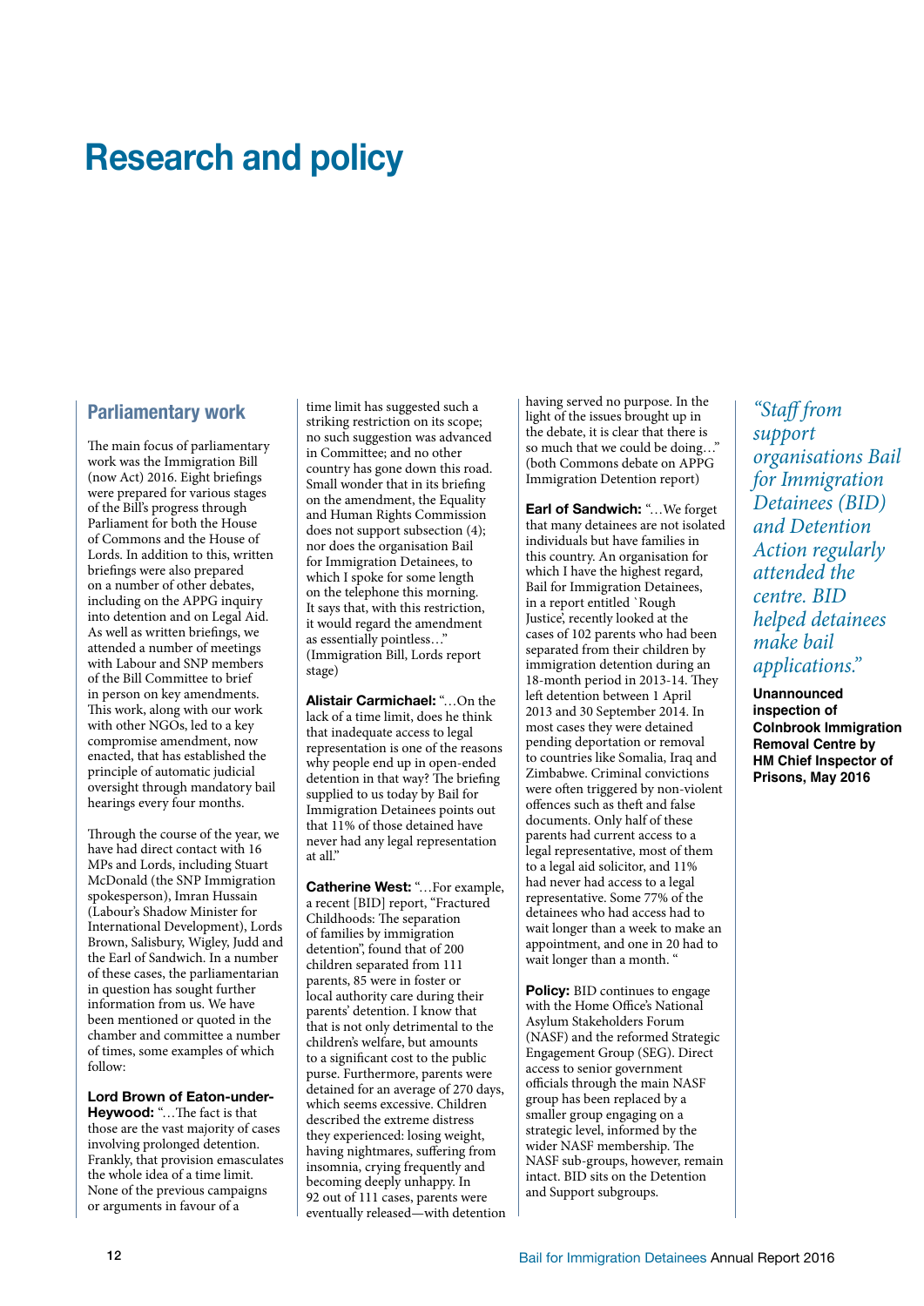# Research and policy

## Parliamentary work

The main focus of parliamentary work was the Immigration Bill (now Act) 2016. Eight briefings were prepared for various stages of the Bill's progress through Parliament for both the House of Commons and the House of Lords. In addition to this, written briefings were also prepared on a number of other debates, including on the APPG inquiry into detention and on Legal Aid. As well as written briefings, we attended a number of meetings with Labour and SNP members of the Bill Committee to brief in person on key amendments. This work, along with our work with other NGOs, led to a key compromise amendment, now enacted, that has established the principle of automatic judicial oversight through mandatory bail hearings every four months.

Through the course of the year, we have had direct contact with 16 MPs and Lords, including Stuart McDonald (the SNP Immigration spokesperson), Imran Hussain (Labour's Shadow Minister for International Development), Lords Brown, Salisbury, Wigley, Judd and the Earl of Sandwich. In a number of these cases, the parliamentarian in question has sought further information from us. We have been mentioned or quoted in the chamber and committee a number of times, some examples of which follow:

**Lord Brown of Eaton-under-Heywood:** "…The fact is that those are the vast majority of cases involving prolonged detention. Frankly, that provision emasculates the whole idea of a time limit. None of the previous campaigns or arguments in favour of a time limit has suggested such a striking restriction on its scope; no such suggestion was advanced in Committee; and no other country has gone down this road. Small wonder that in its briefing on the amendment, the Equality and Human Rights Commission does not support subsection (4); nor does the organisation Bail for Immigration Detainees, to which I spoke for some length on the telephone this morning. It says that, with this restriction, it would regard the amendment as essentially pointless…" (Immigration Bill, Lords report stage)

**Alistair Carmichael:** "…On the lack of a time limit, does he think that inadequate access to legal representation is one of the reasons why people end up in open-ended detention in that way? The briefing supplied to us today by Bail for Immigration Detainees points out that 11% of those detained have never had any legal representation at all."

**Catherine West:** "…For example, a recent [BID] report, "Fractured Childhoods: The separation of families by immigration detention", found that of 200 children separated from 111 parents, 85 were in foster or local authority care during their parents' detention. I know that that is not only detrimental to the children's welfare, but amounts to a significant cost to the public purse. Furthermore, parents were detained for an average of 270 days, which seems excessive. Children described the extreme distress they experienced: losing weight, having nightmares, suffering from insomnia, crying frequently and becoming deeply unhappy. In 92 out of 111 cases, parents were eventually released—with detention having served no purpose. In the light of the issues brought up in the debate, it is clear that there is so much that we could be doing…" (both Commons debate on APPG Immigration Detention report)

**Earl of Sandwich:** "…We forget that many detainees are not isolated individuals but have families in this country. An organisation for which I have the highest regard, Bail for Immigration Detainees, in a report entitled `Rough Justice', recently looked at the cases of 102 parents who had been separated from their children by immigration detention during an 18-month period in 2013-14. They left detention between 1 April 2013 and 30 September 2014. In most cases they were detained pending deportation or removal to countries like Somalia, Iraq and Zimbabwe. Criminal convictions were often triggered by non-violent offences such as theft and false documents. Only half of these parents had current access to a legal representative, most of them to a legal aid solicitor, and 11% had never had access to a legal representative. Some 77% of the detainees who had access had to wait longer than a week to make an appointment, and one in 20 had to wait longer than a month. "

**Policy:** BID continues to engage with the Home Office's National Asylum Stakeholders Forum (NASF) and the reformed Strategic Engagement Group (SEG). Direct access to senior government officials through the main NASF group has been replaced by a smaller group engaging on a strategic level, informed by the wider NASF membership. The NASF sub-groups, however, remain intact. BID sits on the Detention and Support subgroups.

*"Staff from support organisations Bail for Immigration Detainees (BID) and Detention Action regularly attended the centre. BID helped detainees make bail applications."*

**Unannounced inspection of Colnbrook Immigration Removal Centre by HM Chief Inspector of Prisons, May 2016**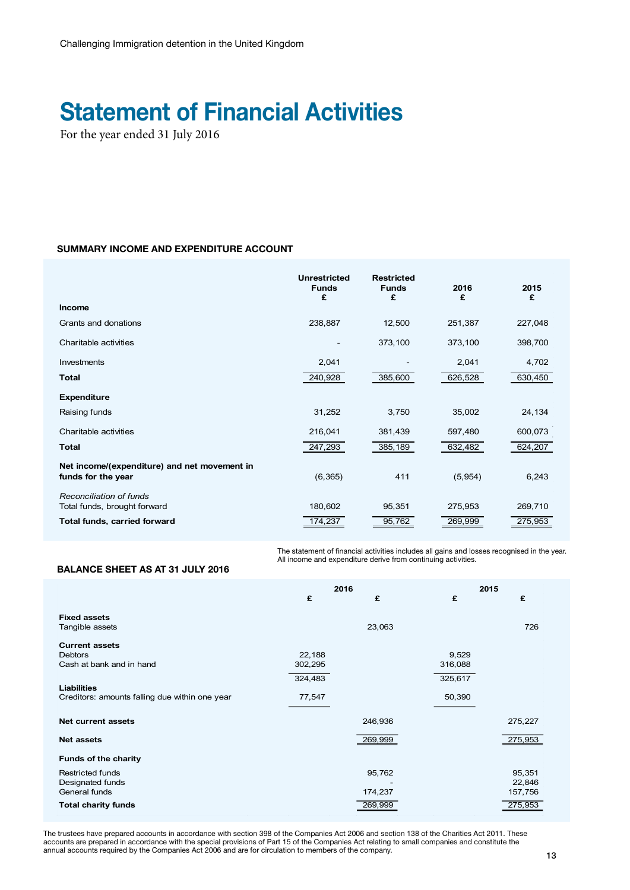# Statement of Financial Activities

For the year ended 31 July 2016

### SUMMARY INCOME AND EXPENDITURE ACCOUNT

| | Unrestricted Funds £ | Restricted Funds £ | 2016 £ | 2015 £ |
|---|---|---|---|---|
| **Income** | | | | |
| Grants and donations | 238,887 | 12,500 | 251,387 | 227,048 |
| Charitable activities | - | 373,100 | 373,100 | 398,700 |
| Investments | 2,041 | - | 2,041 | 4,702 |
| **Total** | 240,928 | 385,600 | 626,528 | 630,450 |
| **Expenditure** | | | | |
| Raising funds | 31,252 | 3,750 | 35,002 | 24,134 |
| Charitable activities | 216,041 | 381,439 | 597,480 | 600,073 |
| **Total** | 247,293 | 385,189 | 632,482 | 624,207 |
| **Net income/(expenditure) and net movement in funds for the year** | (6,365) | 411 | (5,954) | 6,243 |
| *Reconciliation of funds* | | | | |
| Total funds, brought forward | 180,602 | 95,351 | 275,953 | 269,710 |
| **Total funds, carried forward** | 174,237 | 95,762 | 269,999 | 275,953 |

The statement of financial activities includes all gains and losses recognised in the year. All income and expenditure derive from continuing activities.

### BALANCE SHEET AS AT 31 JULY 2016

| | 2016 £ | 2016 £ | 2015 £ | 2015 £ |
|---|---|---|---|---|
| **Fixed assets** | | | | |
| Tangible assets | | 23,063 | | 726 |
| **Current assets** | | | | |
| Debtors | 22,188 | | 9,529 | |
| Cash at bank and in hand | 302,295 | | 316,088 | |
| | 324,483 | | 325,617 | |
| **Liabilities** | | | | |
| Creditors: amounts falling due within one year | 77,547 | | 50,390 | |
| **Net current assets** | | 246,936 | | 275,227 |
| **Net assets** | | 269,999 | | 275,953 |
| **Funds of the charity** | | | | |
| Restricted funds | | 95,762 | | 95,351 |
| Designated funds | | - | | 22,846 |
| General funds | | 174,237 | | 157,756 |
| **Total charity funds** | | 269,999 | | 275,953 |

The trustees have prepared accounts in accordance with section 398 of the Companies Act 2006 and section 138 of the Charities Act 2011. These accounts are prepared in accordance with the special provisions of Part 15 of the Companies Act relating to small companies and constitute the annual accounts required by the Companies Act 2006 and are for circulation to members of the company.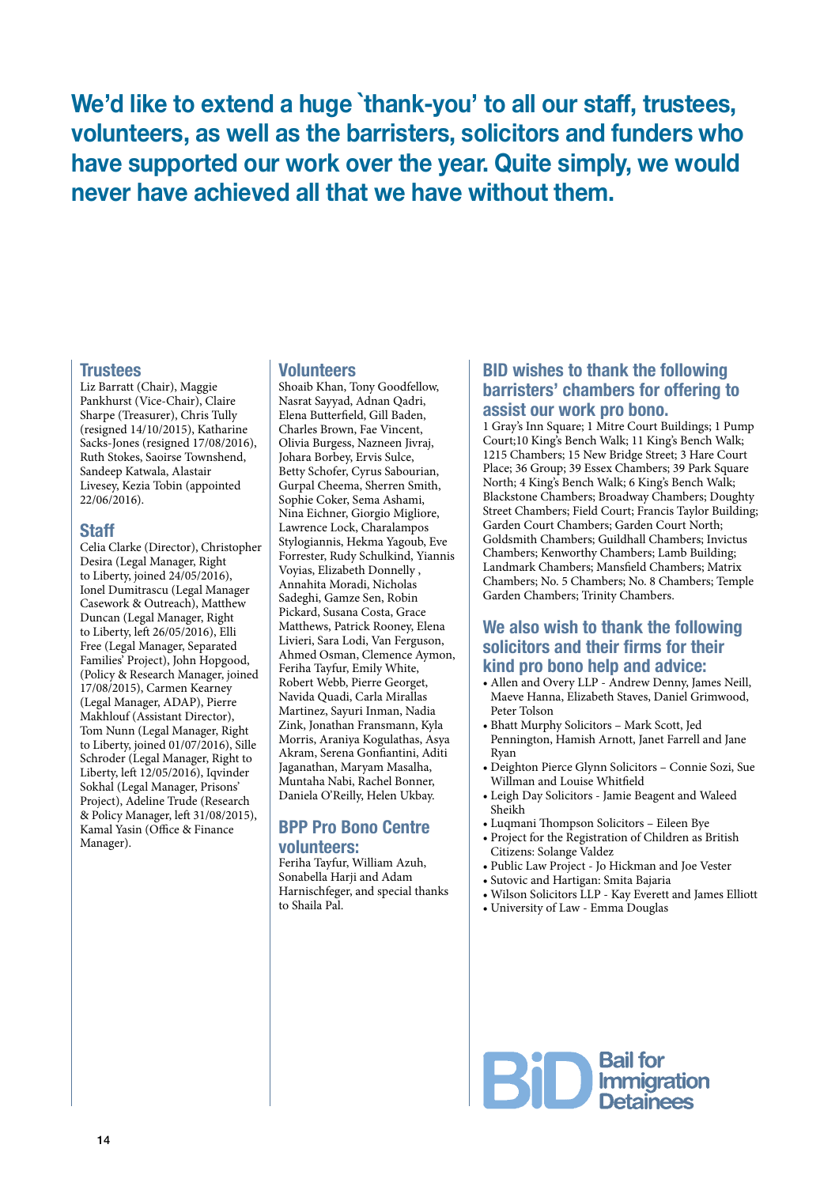# We'd like to extend a huge `thank-you' to all our staff, trustees, volunteers, as well as the barristers, solicitors and funders who have supported our work over the year. Quite simply, we would never have achieved all that we have without them.

## Trustees

Liz Barratt (Chair), Maggie Pankhurst (Vice-Chair), Claire Sharpe (Treasurer), Chris Tully (resigned 14/10/2015), Katharine Sacks-Jones (resigned 17/08/2016), Ruth Stokes, Saoirse Townshend, Sandeep Katwala, Alastair Livesey, Kezia Tobin (appointed 22/06/2016).

## Staff

Celia Clarke (Director), Christopher Desira (Legal Manager, Right to Liberty, joined 24/05/2016), Ionel Dumitrascu (Legal Manager Casework & Outreach), Matthew Duncan (Legal Manager, Right to Liberty, left 26/05/2016), Elli Free (Legal Manager, Separated Families' Project), John Hopgood, (Policy & Research Manager, joined 17/08/2015), Carmen Kearney (Legal Manager, ADAP), Pierre Makhlouf (Assistant Director), Tom Nunn (Legal Manager, Right to Liberty, joined 01/07/2016), Sille Schroder (Legal Manager, Right to Liberty, left 12/05/2016), Iqvinder Sokhal (Legal Manager, Prisons' Project), Adeline Trude (Research & Policy Manager, left 31/08/2015), Kamal Yasin (Office & Finance Manager).

## Volunteers

Shoaib Khan, Tony Goodfellow, Nasrat Sayyad, Adnan Qadri, Elena Butterfield, Gill Baden, Charles Brown, Fae Vincent, Olivia Burgess, Nazneen Jivraj, Johara Borbey, Ervis Sulce, Betty Schofer, Cyrus Sabourian, Gurpal Cheema, Sherren Smith, Sophie Coker, Sema Ashami, Nina Eichner, Giorgio Migliore, Lawrence Lock, Charalampos Stylogiannis, Hekma Yagoub, Eve Forrester, Rudy Schulkind, Yiannis Voyias, Elizabeth Donnelly , Annahita Moradi, Nicholas Sadeghi, Gamze Sen, Robin Pickard, Susana Costa, Grace Matthews, Patrick Rooney, Elena Livieri, Sara Lodi, Van Ferguson, Ahmed Osman, Clemence Aymon, Feriha Tayfur, Emily White, Robert Webb, Pierre Georget, Navida Quadi, Carla Mirallas Martinez, Sayuri Inman, Nadia Zink, Jonathan Fransmann, Kyla Morris, Araniya Kogulathas, Asya Akram, Serena Gonfiantini, Aditi Jaganathan, Maryam Masalha, Muntaha Nabi, Rachel Bonner, Daniela O'Reilly, Helen Ukbay.

## BPP Pro Bono Centre volunteers:

Feriha Tayfur, William Azuh, Sonabella Harji and Adam Harnischfeger, and special thanks to Shaila Pal.

## BID wishes to thank the following barristers' chambers for offering to assist our work pro bono.

1 Gray's Inn Square; 1 Mitre Court Buildings; 1 Pump Court;10 King's Bench Walk; 11 King's Bench Walk; 1215 Chambers; 15 New Bridge Street; 3 Hare Court Place; 36 Group; 39 Essex Chambers; 39 Park Square North; 4 King's Bench Walk; 6 King's Bench Walk; Blackstone Chambers; Broadway Chambers; Doughty Street Chambers; Field Court; Francis Taylor Building; Garden Court Chambers; Garden Court North; Goldsmith Chambers; Guildhall Chambers; Invictus Chambers; Kenworthy Chambers; Lamb Building; Landmark Chambers; Mansfield Chambers; Matrix Chambers; No. 5 Chambers; No. 8 Chambers; Temple Garden Chambers; Trinity Chambers.

## We also wish to thank the following solicitors and their firms for their kind pro bono help and advice:

- Allen and Overy LLP - Andrew Denny, James Neill, Maeve Hanna, Elizabeth Staves, Daniel Grimwood, Peter Tolson
- Bhatt Murphy Solicitors – Mark Scott, Jed Pennington, Hamish Arnott, Janet Farrell and Jane Ryan
- Deighton Pierce Glynn Solicitors – Connie Sozi, Sue Willman and Louise Whitfield
- Leigh Day Solicitors - Jamie Beagent and Waleed Sheikh
- Luqmani Thompson Solicitors – Eileen Bye
- Project for the Registration of Children as British Citizens: Solange Valdez
- Public Law Project - Jo Hickman and Joe Vester
- Sutovic and Hartigan: Smita Bajaria
- Wilson Solicitors LLP - Kay Everett and James Elliott
- University of Law - Emma Douglas

BiD Bail for Immigration Detainees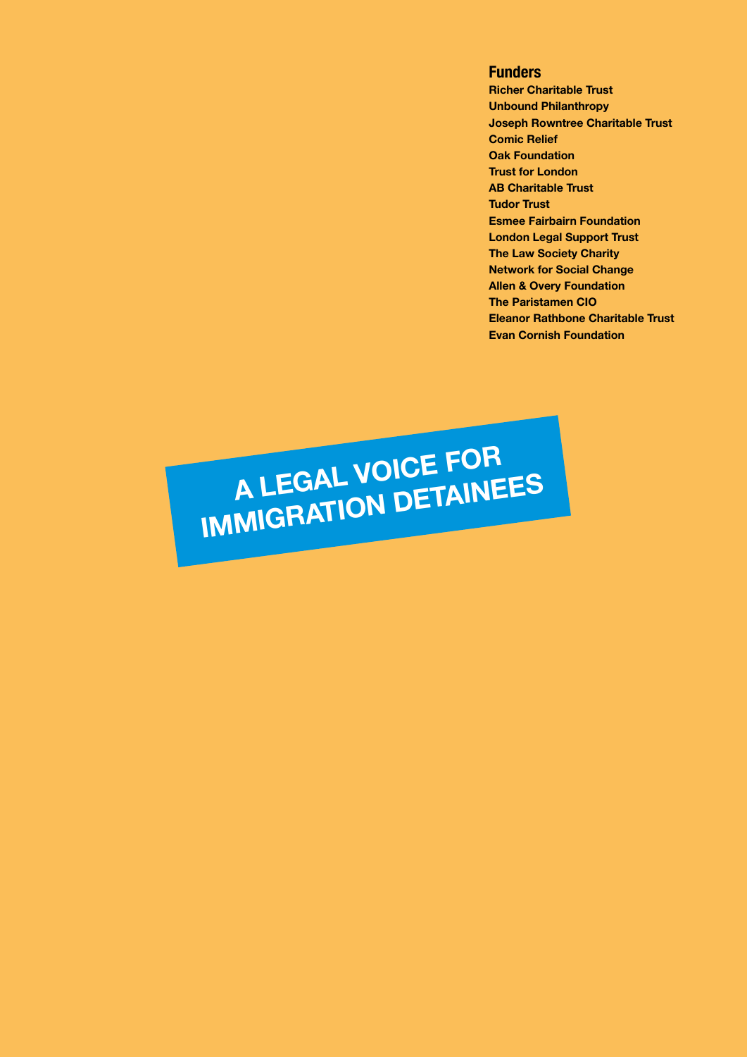## Funders

**Richer Charitable Trust**
**Unbound Philanthropy**
**Joseph Rowntree Charitable Trust**
**Comic Relief**
**Oak Foundation**
**Trust for London**
**AB Charitable Trust**
**Tudor Trust**
**Esmee Fairbairn Foundation**
**London Legal Support Trust**
**The Law Society Charity**
**Network for Social Change**
**Allen & Overy Foundation**
**The Paristamen CIO**
**Eleanor Rathbone Charitable Trust**
**Evan Cornish Foundation**

**A LEGAL VOICE FOR IMMIGRATION DETAINEES**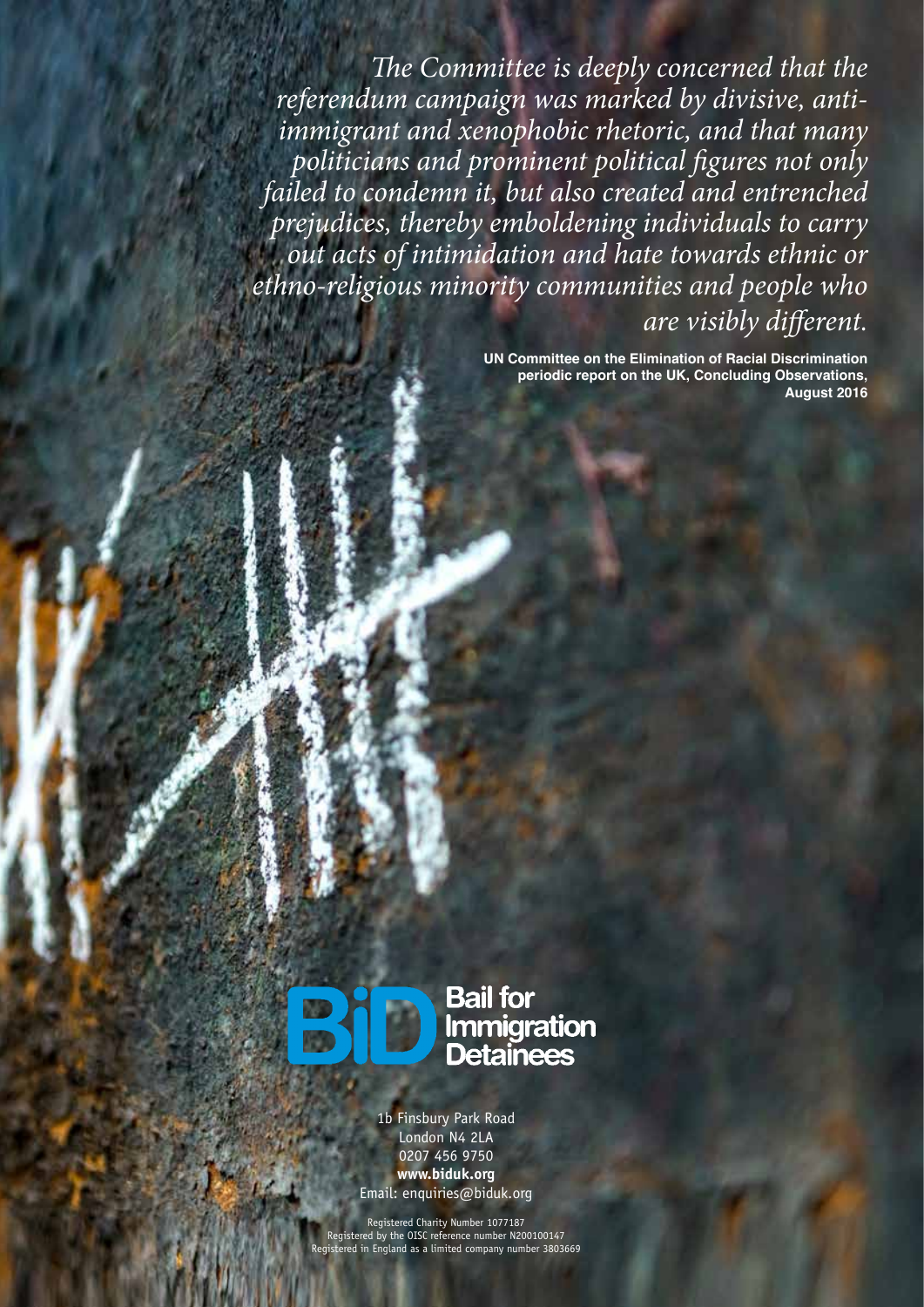*The Committee is deeply concerned that the referendum campaign was marked by divisive, anti-immigrant and xenophobic rhetoric, and that many politicians and prominent political figures not only failed to condemn it, but also created and entrenched prejudices, thereby emboldening individuals to carry out acts of intimidation and hate towards ethnic or ethno-religious minority communities and people who are visibly different.*

**UN Committee on the Elimination of Racial Discrimination periodic report on the UK, Concluding Observations, August 2016**

BiD Bail for Immigration Detainees

1b Finsbury Park Road
London N4 2LA
0207 456 9750
**www.biduk.org**
Email: enquiries@biduk.org

Registered Charity Number 1077187
Registered by the OISC reference number N200100147
Registered in England as a limited company number 3803669